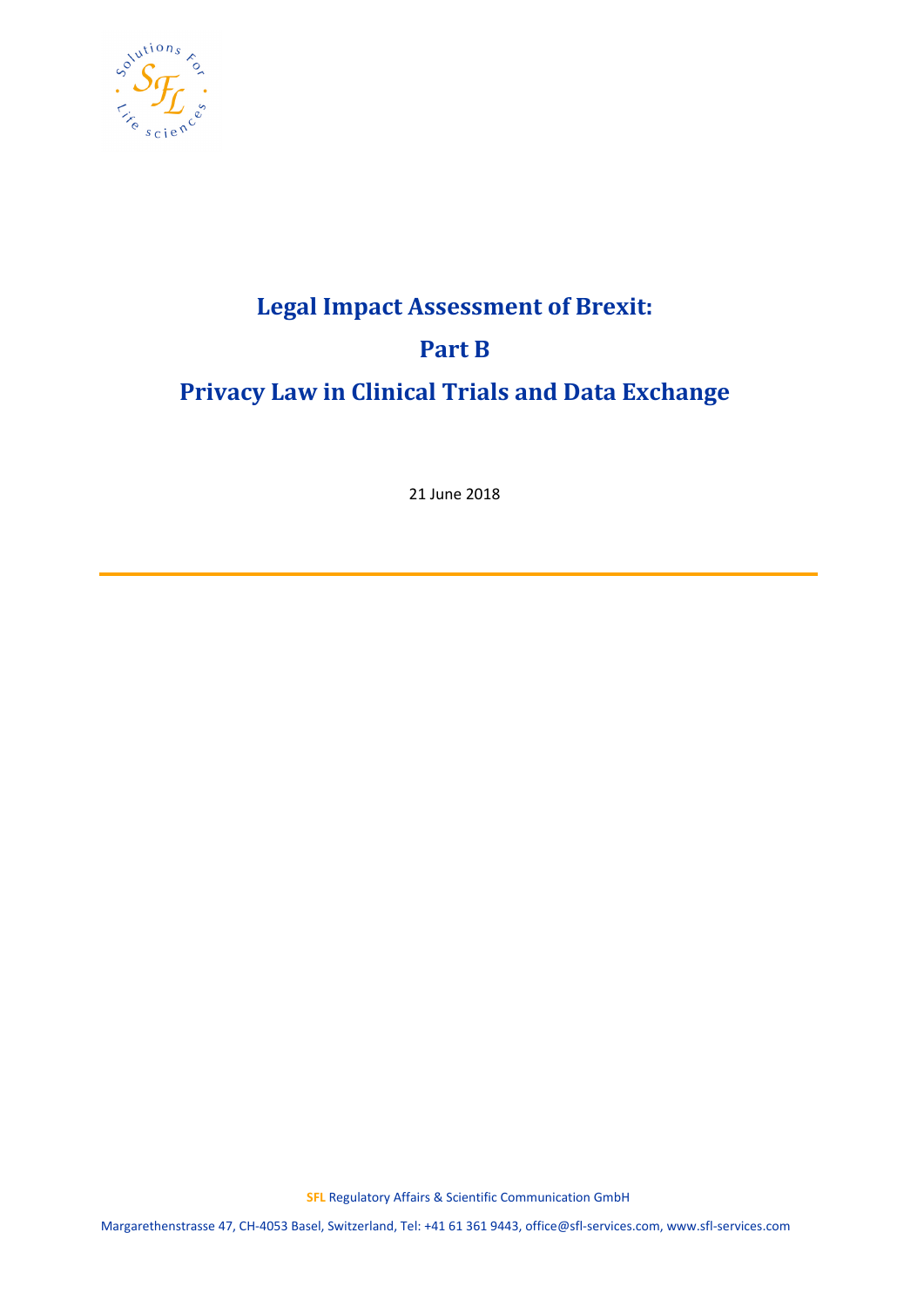# Legal Impact Assessment of Brexit:

# Part B

# Privacy Law in Clinical Trials and Data Exchange

21 June 2018

SFL Regulatory Affairs & Scientific Communication GmbH

Margarethenstrasse 47, CH-4053 Basel, Switzerland, Tel: +41 61 361 9443, office@sfl-services.com, www.sfl-services.com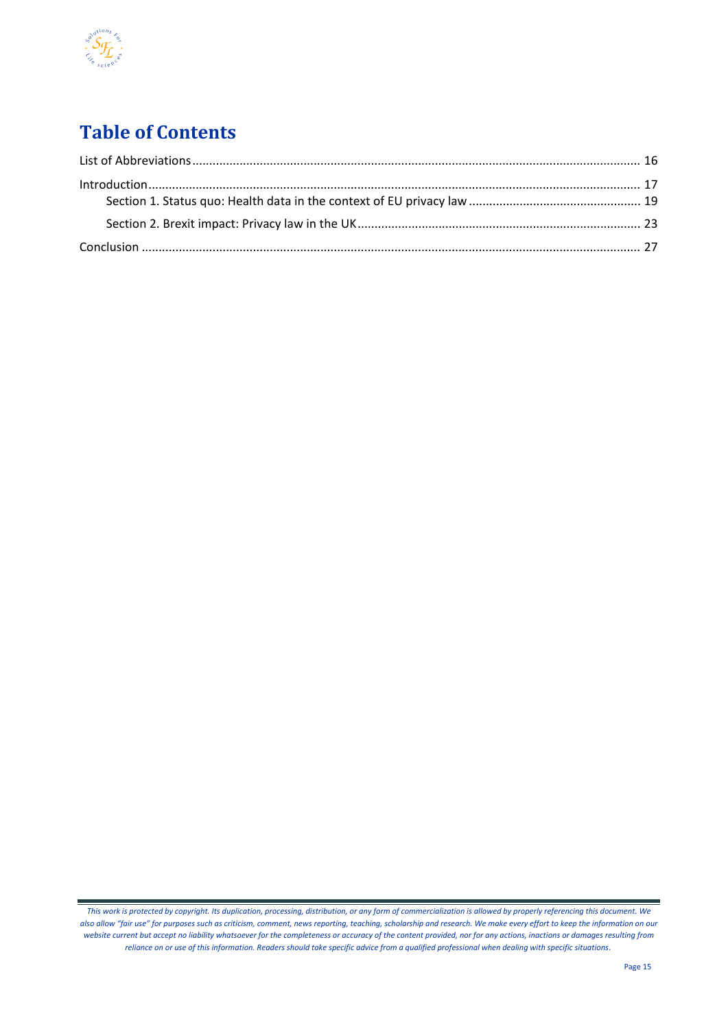# Table of Contents

List of Abbreviations .......... 16

Introduction .......... 17

- Section 1. Status quo: Health data in the context of EU privacy law .......... 19
- Section 2. Brexit impact: Privacy law in the UK .......... 23

Conclusion .......... 27

*This work is protected by copyright. Its duplication, processing, distribution, or any form of commercialization is allowed by properly referencing this document. We also allow "fair use" for purposes such as criticism, comment, news reporting, teaching, scholarship and research. We make every effort to keep the information on our website current but accept no liability whatsoever for the completeness or accuracy of the content provided, nor for any actions, inactions or damages resulting from reliance on or use of this information. Readers should take specific advice from a qualified professional when dealing with specific situations.*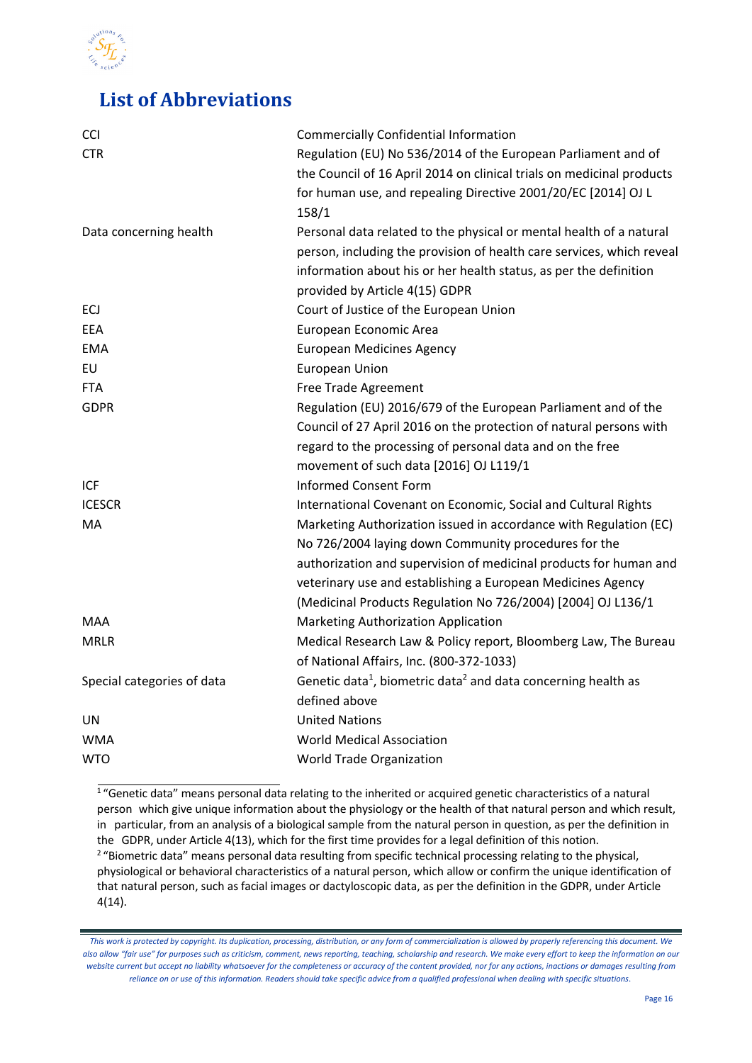# List of Abbreviations

| | |
|---|---|
| CCI | Commercially Confidential Information |
| CTR | Regulation (EU) No 536/2014 of the European Parliament and of the Council of 16 April 2014 on clinical trials on medicinal products for human use, and repealing Directive 2001/20/EC [2014] OJ L 158/1 |
| Data concerning health | Personal data related to the physical or mental health of a natural person, including the provision of health care services, which reveal information about his or her health status, as per the definition provided by Article 4(15) GDPR |
| ECJ | Court of Justice of the European Union |
| EEA | European Economic Area |
| EMA | European Medicines Agency |
| EU | European Union |
| FTA | Free Trade Agreement |
| GDPR | Regulation (EU) 2016/679 of the European Parliament and of the Council of 27 April 2016 on the protection of natural persons with regard to the processing of personal data and on the free movement of such data [2016] OJ L119/1 |
| ICF | Informed Consent Form |
| ICESCR | International Covenant on Economic, Social and Cultural Rights |
| MA | Marketing Authorization issued in accordance with Regulation (EC) No 726/2004 laying down Community procedures for the authorization and supervision of medicinal products for human and veterinary use and establishing a European Medicines Agency (Medicinal Products Regulation No 726/2004) [2004] OJ L136/1 |
| MAA | Marketing Authorization Application |
| MRLR | Medical Research Law & Policy report, Bloomberg Law, The Bureau of National Affairs, Inc. (800-372-1033) |
| Special categories of data | Genetic data[1], biometric data[2] and data concerning health as defined above |
| UN | United Nations |
| WMA | World Medical Association |
| WTO | World Trade Organization |

[1] "Genetic data" means personal data relating to the inherited or acquired genetic characteristics of a natural person which give unique information about the physiology or the health of that natural person and which result, in particular, from an analysis of a biological sample from the natural person in question, as per the definition in the GDPR, under Article 4(13), which for the first time provides for a legal definition of this notion.

[2] "Biometric data" means personal data resulting from specific technical processing relating to the physical, physiological or behavioral characteristics of a natural person, which allow or confirm the unique identification of that natural person, such as facial images or dactyloscopic data, as per the definition in the GDPR, under Article 4(14).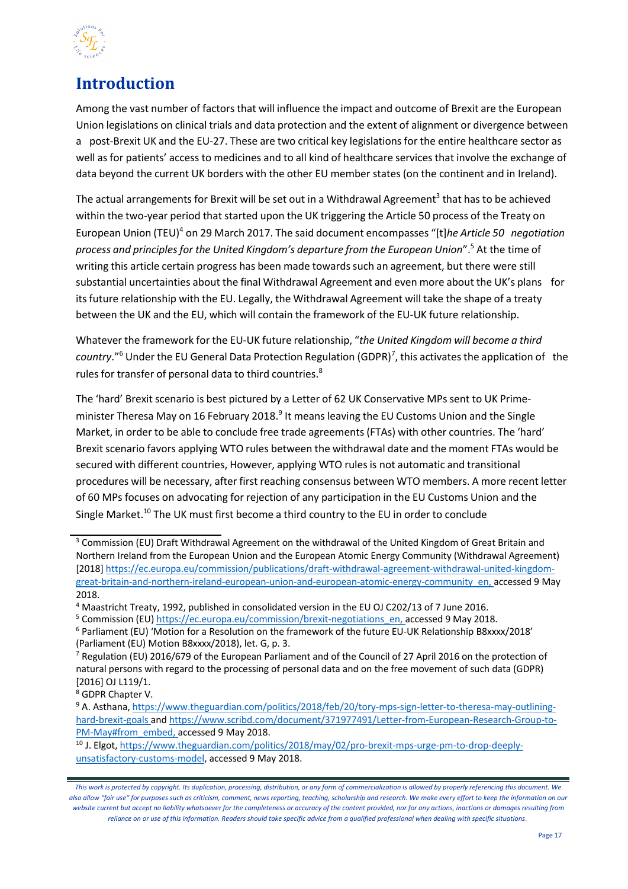# Introduction

Among the vast number of factors that will influence the impact and outcome of Brexit are the European Union legislations on clinical trials and data protection and the extent of alignment or divergence between a post-Brexit UK and the EU-27. These are two critical key legislations for the entire healthcare sector as well as for patients' access to medicines and to all kind of healthcare services that involve the exchange of data beyond the current UK borders with the other EU member states (on the continent and in Ireland).

The actual arrangements for Brexit will be set out in a Withdrawal Agreement[3] that has to be achieved within the two-year period that started upon the UK triggering the Article 50 process of the Treaty on European Union (TEU)[4] on 29 March 2017. The said document encompasses "[t]*he Article 50 negotiation process and principles for the United Kingdom's departure from the European Union*".[5] At the time of writing this article certain progress has been made towards such an agreement, but there were still substantial uncertainties about the final Withdrawal Agreement and even more about the UK's plans for its future relationship with the EU. Legally, the Withdrawal Agreement will take the shape of a treaty between the UK and the EU, which will contain the framework of the EU-UK future relationship.

Whatever the framework for the EU-UK future relationship, "*the United Kingdom will become a third country*."[6] Under the EU General Data Protection Regulation (GDPR)[7], this activates the application of the rules for transfer of personal data to third countries.[8]

The 'hard' Brexit scenario is best pictured by a Letter of 62 UK Conservative MPs sent to UK Prime-minister Theresa May on 16 February 2018.[9] It means leaving the EU Customs Union and the Single Market, in order to be able to conclude free trade agreements (FTAs) with other countries. The 'hard' Brexit scenario favors applying WTO rules between the withdrawal date and the moment FTAs would be secured with different countries, However, applying WTO rules is not automatic and transitional procedures will be necessary, after first reaching consensus between WTO members. A more recent letter of 60 MPs focuses on advocating for rejection of any participation in the EU Customs Union and the Single Market.[10] The UK must first become a third country to the EU in order to conclude

---

[3] Commission (EU) Draft Withdrawal Agreement on the withdrawal of the United Kingdom of Great Britain and Northern Ireland from the European Union and the European Atomic Energy Community (Withdrawal Agreement) [2018] https://ec.europa.eu/commission/publications/draft-withdrawal-agreement-withdrawal-united-kingdom-great-britain-and-northern-ireland-european-union-and-european-atomic-energy-community_en, accessed 9 May 2018.

[4] Maastricht Treaty, 1992, published in consolidated version in the EU OJ C202/13 of 7 June 2016.

[5] Commission (EU) https://ec.europa.eu/commission/brexit-negotiations_en, accessed 9 May 2018.

[6] Parliament (EU) 'Motion for a Resolution on the framework of the future EU-UK Relationship B8xxxx/2018' (Parliament (EU) Motion B8xxxx/2018), let. G, p. 3.

[7] Regulation (EU) 2016/679 of the European Parliament and of the Council of 27 April 2016 on the protection of natural persons with regard to the processing of personal data and on the free movement of such data (GDPR) [2016] OJ L119/1.

[8] GDPR Chapter V.

[9] A. Asthana, https://www.theguardian.com/politics/2018/feb/20/tory-mps-sign-letter-to-theresa-may-outlining-hard-brexit-goals and https://www.scribd.com/document/371977491/Letter-from-European-Research-Group-to-PM-May#from_embed, accessed 9 May 2018.

[10] J. Elgot, https://www.theguardian.com/politics/2018/may/02/pro-brexit-mps-urge-pm-to-drop-deeply-unsatisfactory-customs-model, accessed 9 May 2018.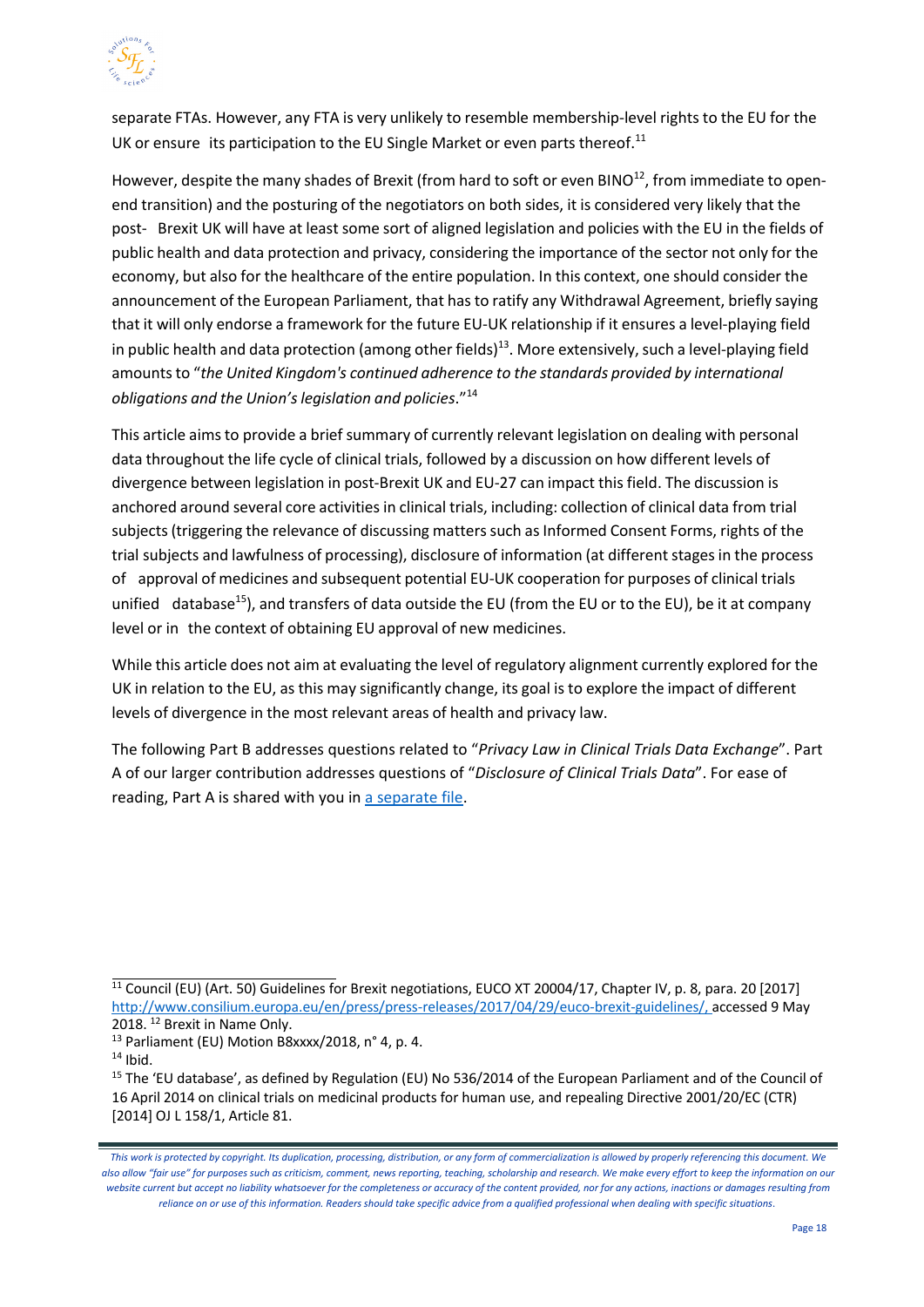separate FTAs. However, any FTA is very unlikely to resemble membership-level rights to the EU for the UK or ensure its participation to the EU Single Market or even parts thereof.[11]

However, despite the many shades of Brexit (from hard to soft or even BINO[12], from immediate to open-end transition) and the posturing of the negotiators on both sides, it is considered very likely that the post- Brexit UK will have at least some sort of aligned legislation and policies with the EU in the fields of public health and data protection and privacy, considering the importance of the sector not only for the economy, but also for the healthcare of the entire population. In this context, one should consider the announcement of the European Parliament, that has to ratify any Withdrawal Agreement, briefly saying that it will only endorse a framework for the future EU-UK relationship if it ensures a level-playing field in public health and data protection (among other fields)[13]. More extensively, such a level-playing field amounts to "*the United Kingdom's continued adherence to the standards provided by international obligations and the Union's legislation and policies*."[14]

This article aims to provide a brief summary of currently relevant legislation on dealing with personal data throughout the life cycle of clinical trials, followed by a discussion on how different levels of divergence between legislation in post-Brexit UK and EU-27 can impact this field. The discussion is anchored around several core activities in clinical trials, including: collection of clinical data from trial subjects (triggering the relevance of discussing matters such as Informed Consent Forms, rights of the trial subjects and lawfulness of processing), disclosure of information (at different stages in the process of approval of medicines and subsequent potential EU-UK cooperation for purposes of clinical trials unified database[15]), and transfers of data outside the EU (from the EU or to the EU), be it at company level or in the context of obtaining EU approval of new medicines.

While this article does not aim at evaluating the level of regulatory alignment currently explored for the UK in relation to the EU, as this may significantly change, its goal is to explore the impact of different levels of divergence in the most relevant areas of health and privacy law.

The following Part B addresses questions related to "*Privacy Law in Clinical Trials Data Exchange*". Part A of our larger contribution addresses questions of "*Disclosure of Clinical Trials Data*". For ease of reading, Part A is shared with you in a separate file.

---

[11] Council (EU) (Art. 50) Guidelines for Brexit negotiations, EUCO XT 20004/17, Chapter IV, p. 8, para. 20 [2017] http://www.consilium.europa.eu/en/press/press-releases/2017/04/29/euco-brexit-guidelines/, accessed 9 May 2018.

[12] Brexit in Name Only.

[13] Parliament (EU) Motion B8xxxx/2018, n° 4, p. 4.

[14] Ibid.

[15] The 'EU database', as defined by Regulation (EU) No 536/2014 of the European Parliament and of the Council of 16 April 2014 on clinical trials on medicinal products for human use, and repealing Directive 2001/20/EC (CTR) [2014] OJ L 158/1, Article 81.

*This work is protected by copyright. Its duplication, processing, distribution, or any form of commercialization is allowed by properly referencing this document. We also allow "fair use" for purposes such as criticism, comment, news reporting, teaching, scholarship and research. We make every effort to keep the information on our website current but accept no liability whatsoever for the completeness or accuracy of the content provided, nor for any actions, inactions or damages resulting from reliance on or use of this information. Readers should take specific advice from a qualified professional when dealing with specific situations.*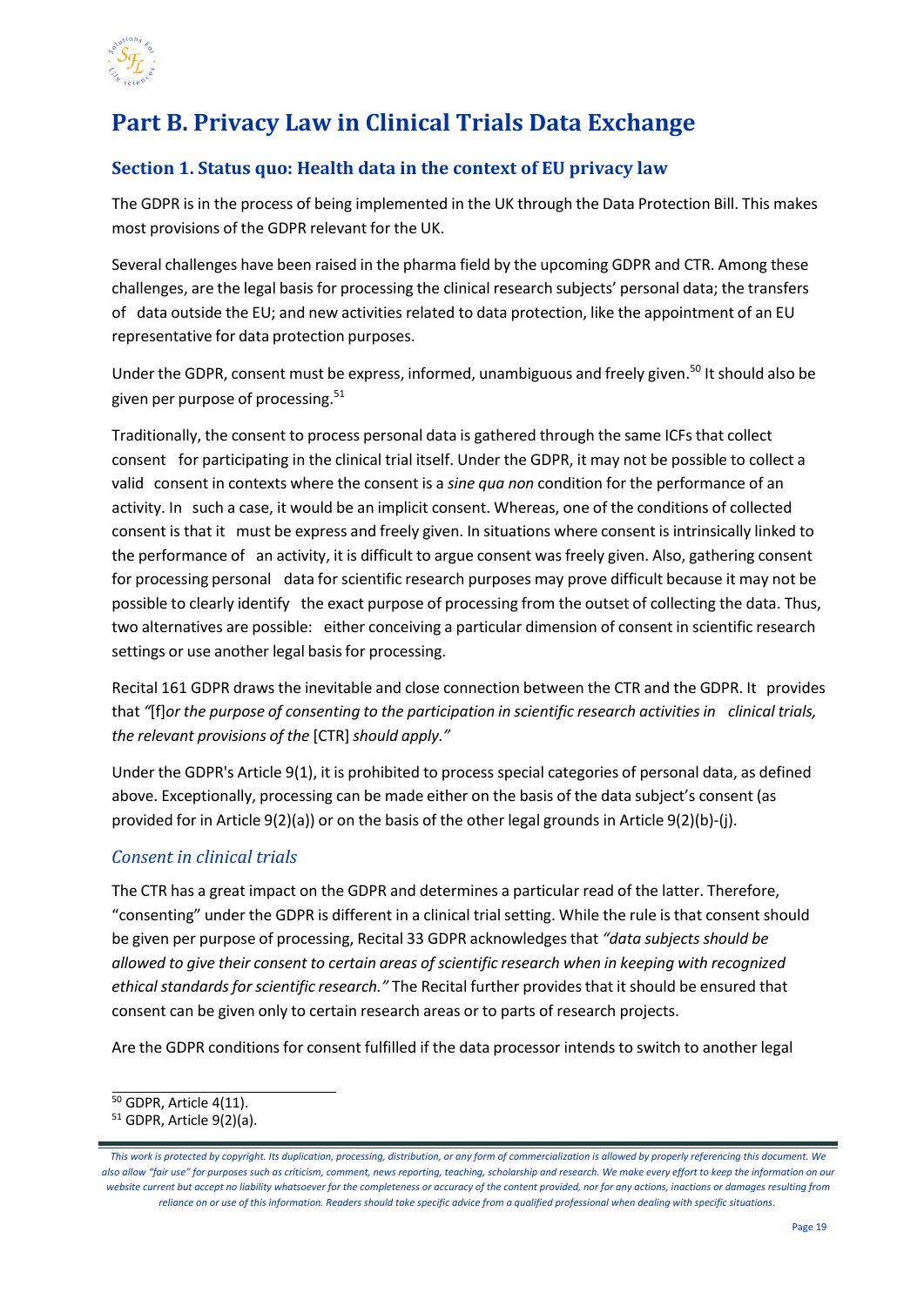# Part B. Privacy Law in Clinical Trials Data Exchange

## Section 1. Status quo: Health data in the context of EU privacy law

The GDPR is in the process of being implemented in the UK through the Data Protection Bill. This makes most provisions of the GDPR relevant for the UK.

Several challenges have been raised in the pharma field by the upcoming GDPR and CTR. Among these challenges, are the legal basis for processing the clinical research subjects' personal data; the transfers of data outside the EU; and new activities related to data protection, like the appointment of an EU representative for data protection purposes.

Under the GDPR, consent must be express, informed, unambiguous and freely given.[50] It should also be given per purpose of processing.[51]

Traditionally, the consent to process personal data is gathered through the same ICFs that collect consent for participating in the clinical trial itself. Under the GDPR, it may not be possible to collect a valid consent in contexts where the consent is a *sine qua non* condition for the performance of an activity. In such a case, it would be an implicit consent. Whereas, one of the conditions of collected consent is that it must be express and freely given. In situations where consent is intrinsically linked to the performance of an activity, it is difficult to argue consent was freely given. Also, gathering consent for processing personal data for scientific research purposes may prove difficult because it may not be possible to clearly identify the exact purpose of processing from the outset of collecting the data. Thus, two alternatives are possible: either conceiving a particular dimension of consent in scientific research settings or use another legal basis for processing.

Recital 161 GDPR draws the inevitable and close connection between the CTR and the GDPR. It provides that *"*[f]*or the purpose of consenting to the participation in scientific research activities in clinical trials, the relevant provisions of the* [CTR] *should apply."*

Under the GDPR's Article 9(1), it is prohibited to process special categories of personal data, as defined above. Exceptionally, processing can be made either on the basis of the data subject's consent (as provided for in Article 9(2)(a)) or on the basis of the other legal grounds in Article 9(2)(b)-(j).

### *Consent in clinical trials*

The CTR has a great impact on the GDPR and determines a particular read of the latter. Therefore, "consenting" under the GDPR is different in a clinical trial setting. While the rule is that consent should be given per purpose of processing, Recital 33 GDPR acknowledges that *"data subjects should be allowed to give their consent to certain areas of scientific research when in keeping with recognized ethical standards for scientific research."* The Recital further provides that it should be ensured that consent can be given only to certain research areas or to parts of research projects.

Are the GDPR conditions for consent fulfilled if the data processor intends to switch to another legal

[50] GDPR, Article 4(11).
[51] GDPR, Article 9(2)(a).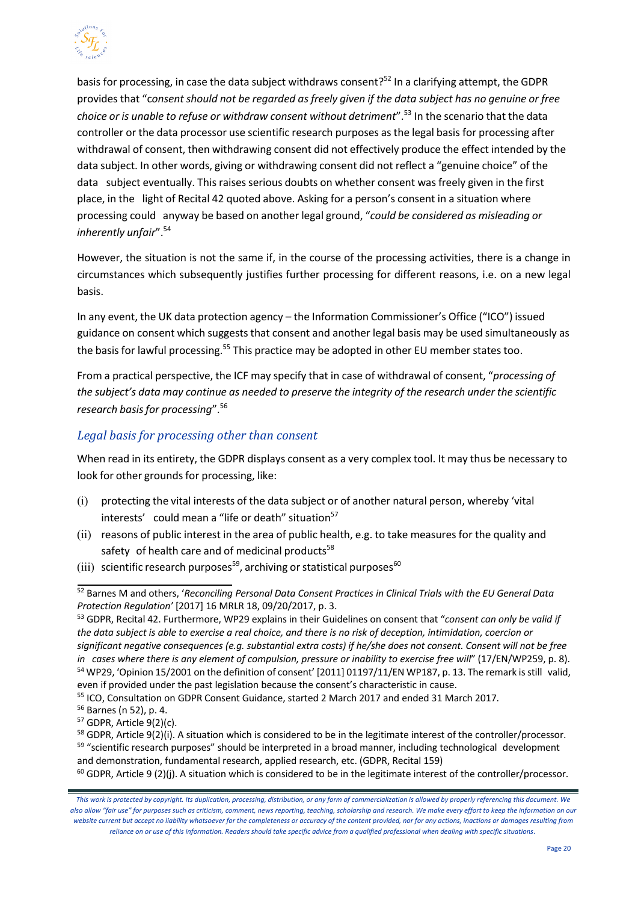basis for processing, in case the data subject withdraws consent?[52] In a clarifying attempt, the GDPR provides that "*consent should not be regarded as freely given if the data subject has no genuine or free choice or is unable to refuse or withdraw consent without detriment*".[53] In the scenario that the data controller or the data processor use scientific research purposes as the legal basis for processing after withdrawal of consent, then withdrawing consent did not effectively produce the effect intended by the data subject. In other words, giving or withdrawing consent did not reflect a "genuine choice" of the data subject eventually. This raises serious doubts on whether consent was freely given in the first place, in the light of Recital 42 quoted above. Asking for a person's consent in a situation where processing could anyway be based on another legal ground, "*could be considered as misleading or inherently unfair*".[54]

However, the situation is not the same if, in the course of the processing activities, there is a change in circumstances which subsequently justifies further processing for different reasons, i.e. on a new legal basis.

In any event, the UK data protection agency – the Information Commissioner's Office ("ICO") issued guidance on consent which suggests that consent and another legal basis may be used simultaneously as the basis for lawful processing.[55] This practice may be adopted in other EU member states too.

From a practical perspective, the ICF may specify that in case of withdrawal of consent, "*processing of the subject's data may continue as needed to preserve the integrity of the research under the scientific research basis for processing*".[56]

### *Legal basis for processing other than consent*

When read in its entirety, the GDPR displays consent as a very complex tool. It may thus be necessary to look for other grounds for processing, like:

(i) protecting the vital interests of the data subject or of another natural person, whereby 'vital interests' could mean a "life or death" situation[57]

(ii) reasons of public interest in the area of public health, e.g. to take measures for the quality and safety of health care and of medicinal products[58]

(iii) scientific research purposes[59], archiving or statistical purposes[60]

---

[52] Barnes M and others, '*Reconciling Personal Data Consent Practices in Clinical Trials with the EU General Data Protection Regulation'* [2017] 16 MRLR 18, 09/20/2017, p. 3.

[53] GDPR, Recital 42. Furthermore, WP29 explains in their Guidelines on consent that "*consent can only be valid if the data subject is able to exercise a real choice, and there is no risk of deception, intimidation, coercion or significant negative consequences (e.g. substantial extra costs) if he/she does not consent. Consent will not be free in cases where there is any element of compulsion, pressure or inability to exercise free will*" (17/EN/WP259, p. 8).

[54] WP29, 'Opinion 15/2001 on the definition of consent' [2011] 01197/11/EN WP187, p. 13. The remark is still valid, even if provided under the past legislation because the consent's characteristic in cause.

[55] ICO, Consultation on GDPR Consent Guidance, started 2 March 2017 and ended 31 March 2017.

[56] Barnes (n 52), p. 4.

[57] GDPR, Article 9(2)(c).

[58] GDPR, Article 9(2)(i). A situation which is considered to be in the legitimate interest of the controller/processor.

[59] "scientific research purposes" should be interpreted in a broad manner, including technological development and demonstration, fundamental research, applied research, etc. (GDPR, Recital 159)

[60] GDPR, Article 9 (2)(j). A situation which is considered to be in the legitimate interest of the controller/processor.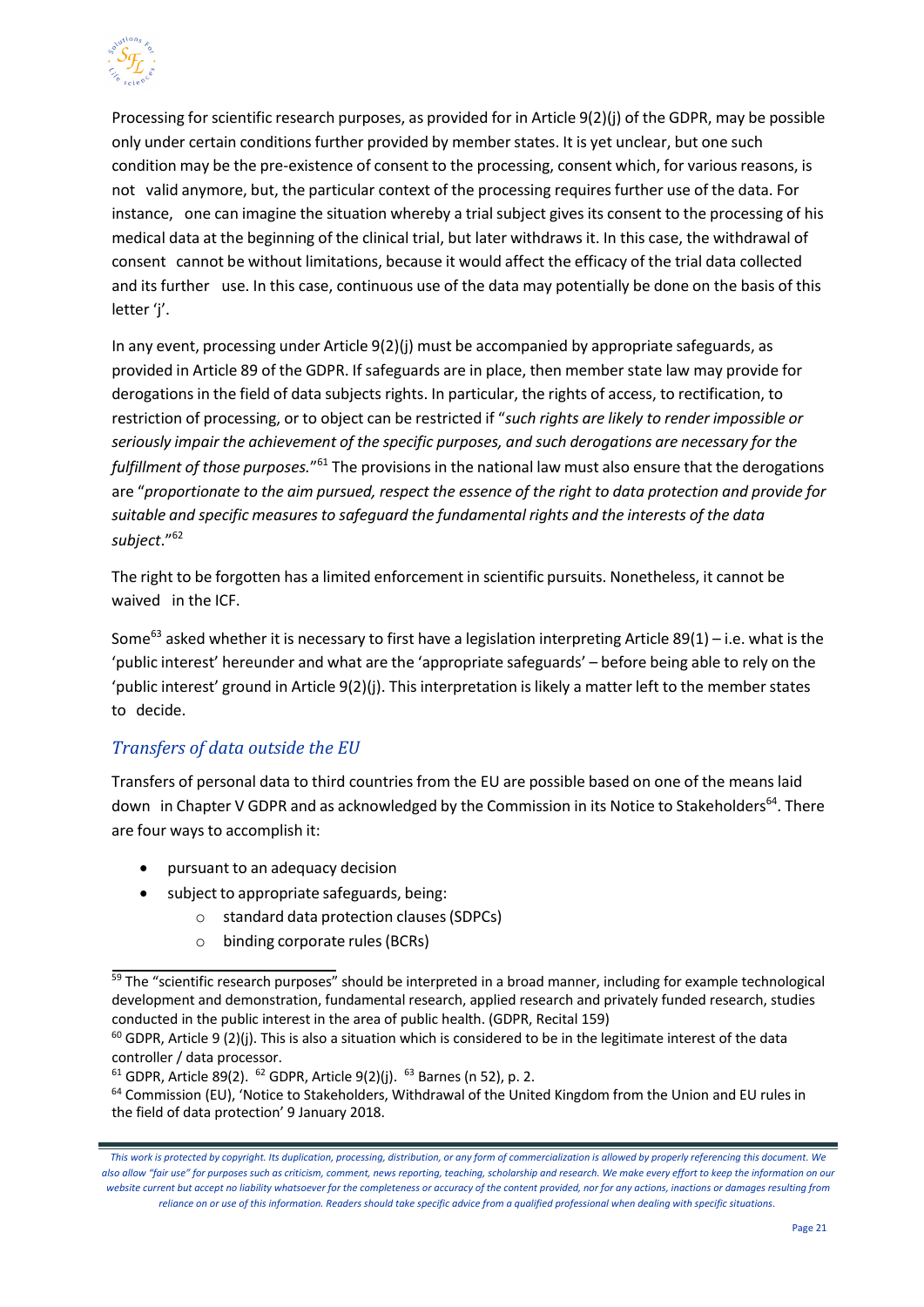Processing for scientific research purposes, as provided for in Article 9(2)(j) of the GDPR, may be possible only under certain conditions further provided by member states. It is yet unclear, but one such condition may be the pre-existence of consent to the processing, consent which, for various reasons, is not valid anymore, but, the particular context of the processing requires further use of the data. For instance, one can imagine the situation whereby a trial subject gives its consent to the processing of his medical data at the beginning of the clinical trial, but later withdraws it. In this case, the withdrawal of consent cannot be without limitations, because it would affect the efficacy of the trial data collected and its further use. In this case, continuous use of the data may potentially be done on the basis of this letter 'j'.

In any event, processing under Article 9(2)(j) must be accompanied by appropriate safeguards, as provided in Article 89 of the GDPR. If safeguards are in place, then member state law may provide for derogations in the field of data subjects rights. In particular, the rights of access, to rectification, to restriction of processing, or to object can be restricted if "*such rights are likely to render impossible or seriously impair the achievement of the specific purposes, and such derogations are necessary for the fulfillment of those purposes.*"[61] The provisions in the national law must also ensure that the derogations are "*proportionate to the aim pursued, respect the essence of the right to data protection and provide for suitable and specific measures to safeguard the fundamental rights and the interests of the data subject*."[62]

The right to be forgotten has a limited enforcement in scientific pursuits. Nonetheless, it cannot be waived in the ICF.

Some[63] asked whether it is necessary to first have a legislation interpreting Article 89(1) – i.e. what is the 'public interest' hereunder and what are the 'appropriate safeguards' – before being able to rely on the 'public interest' ground in Article 9(2)(j). This interpretation is likely a matter left to the member states to decide.

## *Transfers of data outside the EU*

Transfers of personal data to third countries from the EU are possible based on one of the means laid down in Chapter V GDPR and as acknowledged by the Commission in its Notice to Stakeholders[64]. There are four ways to accomplish it:

- pursuant to an adequacy decision
- subject to appropriate safeguards, being:
  - standard data protection clauses (SDPCs)
  - binding corporate rules (BCRs)

---

[59] The "scientific research purposes" should be interpreted in a broad manner, including for example technological development and demonstration, fundamental research, applied research and privately funded research, studies conducted in the public interest in the area of public health. (GDPR, Recital 159)

[60] GDPR, Article 9 (2)(j). This is also a situation which is considered to be in the legitimate interest of the data controller / data processor.

[61] GDPR, Article 89(2). [62] GDPR, Article 9(2)(j). [63] Barnes (n 52), p. 2.

[64] Commission (EU), 'Notice to Stakeholders, Withdrawal of the United Kingdom from the Union and EU rules in the field of data protection' 9 January 2018.

*This work is protected by copyright. Its duplication, processing, distribution, or any form of commercialization is allowed by properly referencing this document. We also allow "fair use" for purposes such as criticism, comment, news reporting, teaching, scholarship and research. We make every effort to keep the information on our website current but accept no liability whatsoever for the completeness or accuracy of the content provided, nor for any actions, inactions or damages resulting from reliance on or use of this information. Readers should take specific advice from a qualified professional when dealing with specific situations.*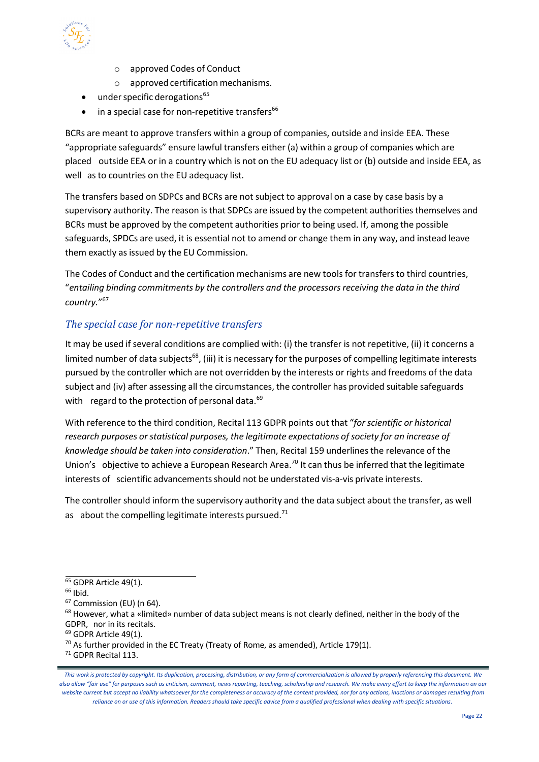- approved Codes of Conduct
  - approved certification mechanisms.
- under specific derogations[65]
- in a special case for non-repetitive transfers[66]

BCRs are meant to approve transfers within a group of companies, outside and inside EEA. These "appropriate safeguards" ensure lawful transfers either (a) within a group of companies which are placed outside EEA or in a country which is not on the EU adequacy list or (b) outside and inside EEA, as well as to countries on the EU adequacy list.

The transfers based on SDPCs and BCRs are not subject to approval on a case by case basis by a supervisory authority. The reason is that SDPCs are issued by the competent authorities themselves and BCRs must be approved by the competent authorities prior to being used. If, among the possible safeguards, SPDCs are used, it is essential not to amend or change them in any way, and instead leave them exactly as issued by the EU Commission.

The Codes of Conduct and the certification mechanisms are new tools for transfers to third countries, "*entailing binding commitments by the controllers and the processors receiving the data in the third country.*"[67]

## *The special case for non-repetitive transfers*

It may be used if several conditions are complied with: (i) the transfer is not repetitive, (ii) it concerns a limited number of data subjects[68], (iii) it is necessary for the purposes of compelling legitimate interests pursued by the controller which are not overridden by the interests or rights and freedoms of the data subject and (iv) after assessing all the circumstances, the controller has provided suitable safeguards with regard to the protection of personal data.[69]

With reference to the third condition, Recital 113 GDPR points out that "*for scientific or historical research purposes or statistical purposes, the legitimate expectations of society for an increase of knowledge should be taken into consideration*." Then, Recital 159 underlines the relevance of the Union's objective to achieve a European Research Area.[70] It can thus be inferred that the legitimate interests of scientific advancements should not be understated vis-a-vis private interests.

The controller should inform the supervisory authority and the data subject about the transfer, as well as about the compelling legitimate interests pursued.[71]

---

[65] GDPR Article 49(1).

[66] Ibid.

[67] Commission (EU) (n 64).

[68] However, what a «limited» number of data subject means is not clearly defined, neither in the body of the GDPR, nor in its recitals.

[69] GDPR Article 49(1).

[70] As further provided in the EC Treaty (Treaty of Rome, as amended), Article 179(1).

[71] GDPR Recital 113.

*This work is protected by copyright. Its duplication, processing, distribution, or any form of commercialization is allowed by properly referencing this document. We also allow "fair use" for purposes such as criticism, comment, news reporting, teaching, scholarship and research. We make every effort to keep the information on our website current but accept no liability whatsoever for the completeness or accuracy of the content provided, nor for any actions, inactions or damages resulting from reliance on or use of this information. Readers should take specific advice from a qualified professional when dealing with specific situations.*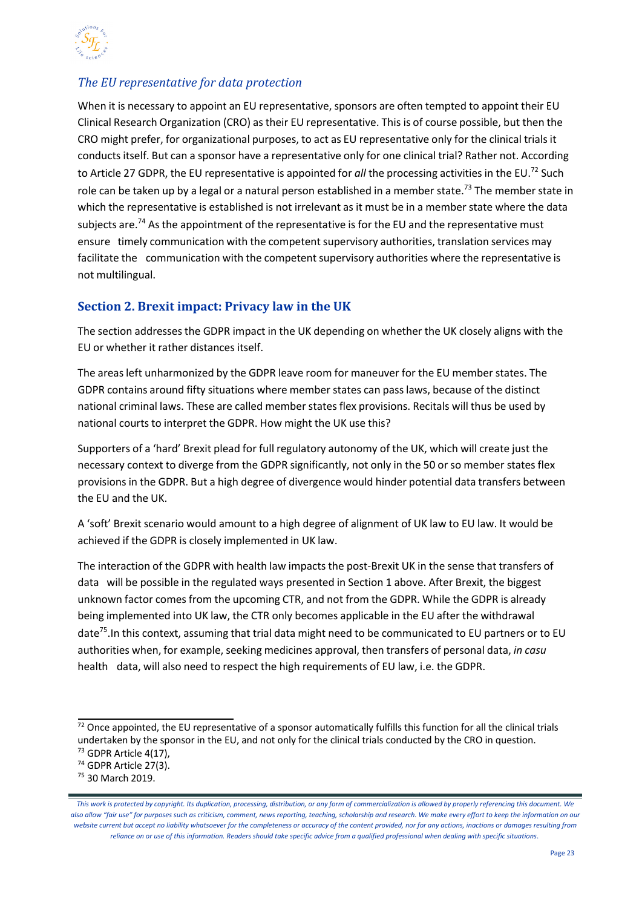### *The EU representative for data protection*

When it is necessary to appoint an EU representative, sponsors are often tempted to appoint their EU Clinical Research Organization (CRO) as their EU representative. This is of course possible, but then the CRO might prefer, for organizational purposes, to act as EU representative only for the clinical trials it conducts itself. But can a sponsor have a representative only for one clinical trial? Rather not. According to Article 27 GDPR, the EU representative is appointed for *all* the processing activities in the EU.[72] Such role can be taken up by a legal or a natural person established in a member state.[73] The member state in which the representative is established is not irrelevant as it must be in a member state where the data subjects are.[74] As the appointment of the representative is for the EU and the representative must ensure timely communication with the competent supervisory authorities, translation services may facilitate the communication with the competent supervisory authorities where the representative is not multilingual.

## Section 2. Brexit impact: Privacy law in the UK

The section addresses the GDPR impact in the UK depending on whether the UK closely aligns with the EU or whether it rather distances itself.

The areas left unharmonized by the GDPR leave room for maneuver for the EU member states. The GDPR contains around fifty situations where member states can pass laws, because of the distinct national criminal laws. These are called member states flex provisions. Recitals will thus be used by national courts to interpret the GDPR. How might the UK use this?

Supporters of a 'hard' Brexit plead for full regulatory autonomy of the UK, which will create just the necessary context to diverge from the GDPR significantly, not only in the 50 or so member states flex provisions in the GDPR. But a high degree of divergence would hinder potential data transfers between the EU and the UK.

A 'soft' Brexit scenario would amount to a high degree of alignment of UK law to EU law. It would be achieved if the GDPR is closely implemented in UK law.

The interaction of the GDPR with health law impacts the post-Brexit UK in the sense that transfers of data will be possible in the regulated ways presented in Section 1 above. After Brexit, the biggest unknown factor comes from the upcoming CTR, and not from the GDPR. While the GDPR is already being implemented into UK law, the CTR only becomes applicable in the EU after the withdrawal date[75].In this context, assuming that trial data might need to be communicated to EU partners or to EU authorities when, for example, seeking medicines approval, then transfers of personal data, *in casu* health data, will also need to respect the high requirements of EU law, i.e. the GDPR.

---

[72] Once appointed, the EU representative of a sponsor automatically fulfills this function for all the clinical trials undertaken by the sponsor in the EU, and not only for the clinical trials conducted by the CRO in question.

[73] GDPR Article 4(17),

[74] GDPR Article 27(3).

[75] 30 March 2019.

*This work is protected by copyright. Its duplication, processing, distribution, or any form of commercialization is allowed by properly referencing this document. We also allow "fair use" for purposes such as criticism, comment, news reporting, teaching, scholarship and research. We make every effort to keep the information on our website current but accept no liability whatsoever for the completeness or accuracy of the content provided, nor for any actions, inactions or damages resulting from reliance on or use of this information. Readers should take specific advice from a qualified professional when dealing with specific situations.*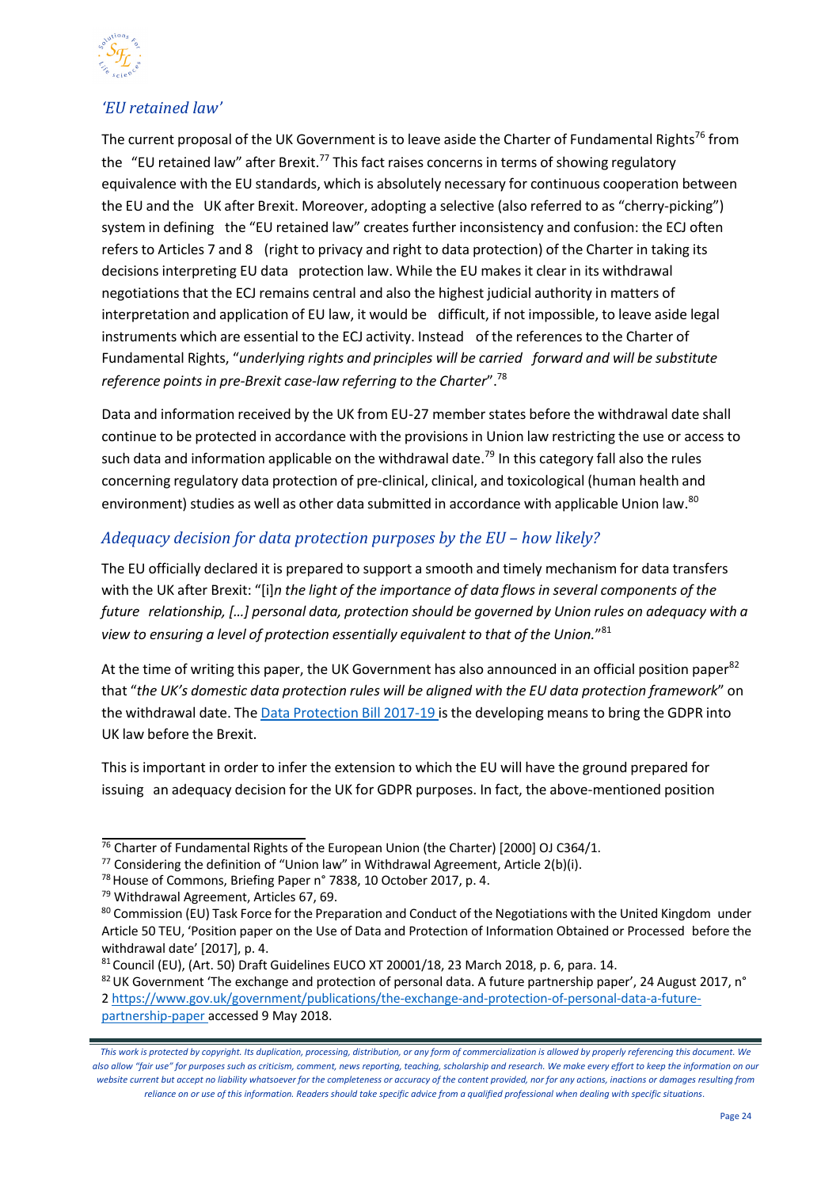### *'EU retained law'*

The current proposal of the UK Government is to leave aside the Charter of Fundamental Rights[76] from the "EU retained law" after Brexit.[77] This fact raises concerns in terms of showing regulatory equivalence with the EU standards, which is absolutely necessary for continuous cooperation between the EU and the UK after Brexit. Moreover, adopting a selective (also referred to as "cherry-picking") system in defining the "EU retained law" creates further inconsistency and confusion: the ECJ often refers to Articles 7 and 8 (right to privacy and right to data protection) of the Charter in taking its decisions interpreting EU data protection law. While the EU makes it clear in its withdrawal negotiations that the ECJ remains central and also the highest judicial authority in matters of interpretation and application of EU law, it would be difficult, if not impossible, to leave aside legal instruments which are essential to the ECJ activity. Instead of the references to the Charter of Fundamental Rights, "*underlying rights and principles will be carried forward and will be substitute reference points in pre-Brexit case-law referring to the Charter*".[78]

Data and information received by the UK from EU-27 member states before the withdrawal date shall continue to be protected in accordance with the provisions in Union law restricting the use or access to such data and information applicable on the withdrawal date.[79] In this category fall also the rules concerning regulatory data protection of pre-clinical, clinical, and toxicological (human health and environment) studies as well as other data submitted in accordance with applicable Union law.[80]

### *Adequacy decision for data protection purposes by the EU – how likely?*

The EU officially declared it is prepared to support a smooth and timely mechanism for data transfers with the UK after Brexit: "[i]*n the light of the importance of data flows in several components of the future relationship, […] personal data, protection should be governed by Union rules on adequacy with a view to ensuring a level of protection essentially equivalent to that of the Union.*"[81]

At the time of writing this paper, the UK Government has also announced in an official position paper[82] that "*the UK's domestic data protection rules will be aligned with the EU data protection framework*" on the withdrawal date. The [Data Protection Bill 2017-19](#) is the developing means to bring the GDPR into UK law before the Brexit.

This is important in order to infer the extension to which the EU will have the ground prepared for issuing an adequacy decision for the UK for GDPR purposes. In fact, the above-mentioned position

---

[76] Charter of Fundamental Rights of the European Union (the Charter) [2000] OJ C364/1.

[77] Considering the definition of "Union law" in Withdrawal Agreement, Article 2(b)(i).

[78] House of Commons, Briefing Paper n° 7838, 10 October 2017, p. 4.

[79] Withdrawal Agreement, Articles 67, 69.

[80] Commission (EU) Task Force for the Preparation and Conduct of the Negotiations with the United Kingdom under Article 50 TEU, 'Position paper on the Use of Data and Protection of Information Obtained or Processed before the withdrawal date' [2017], p. 4.

[81] Council (EU), (Art. 50) Draft Guidelines EUCO XT 20001/18, 23 March 2018, p. 6, para. 14.

[82] UK Government 'The exchange and protection of personal data. A future partnership paper', 24 August 2017, n° 2 https://www.gov.uk/government/publications/the-exchange-and-protection-of-personal-data-a-future-partnership-paper accessed 9 May 2018.

*This work is protected by copyright. Its duplication, processing, distribution, or any form of commercialization is allowed by properly referencing this document. We also allow "fair use" for purposes such as criticism, comment, news reporting, teaching, scholarship and research. We make every effort to keep the information on our website current but accept no liability whatsoever for the completeness or accuracy of the content provided, nor for any actions, inactions or damages resulting from reliance on or use of this information. Readers should take specific advice from a qualified professional when dealing with specific situations.*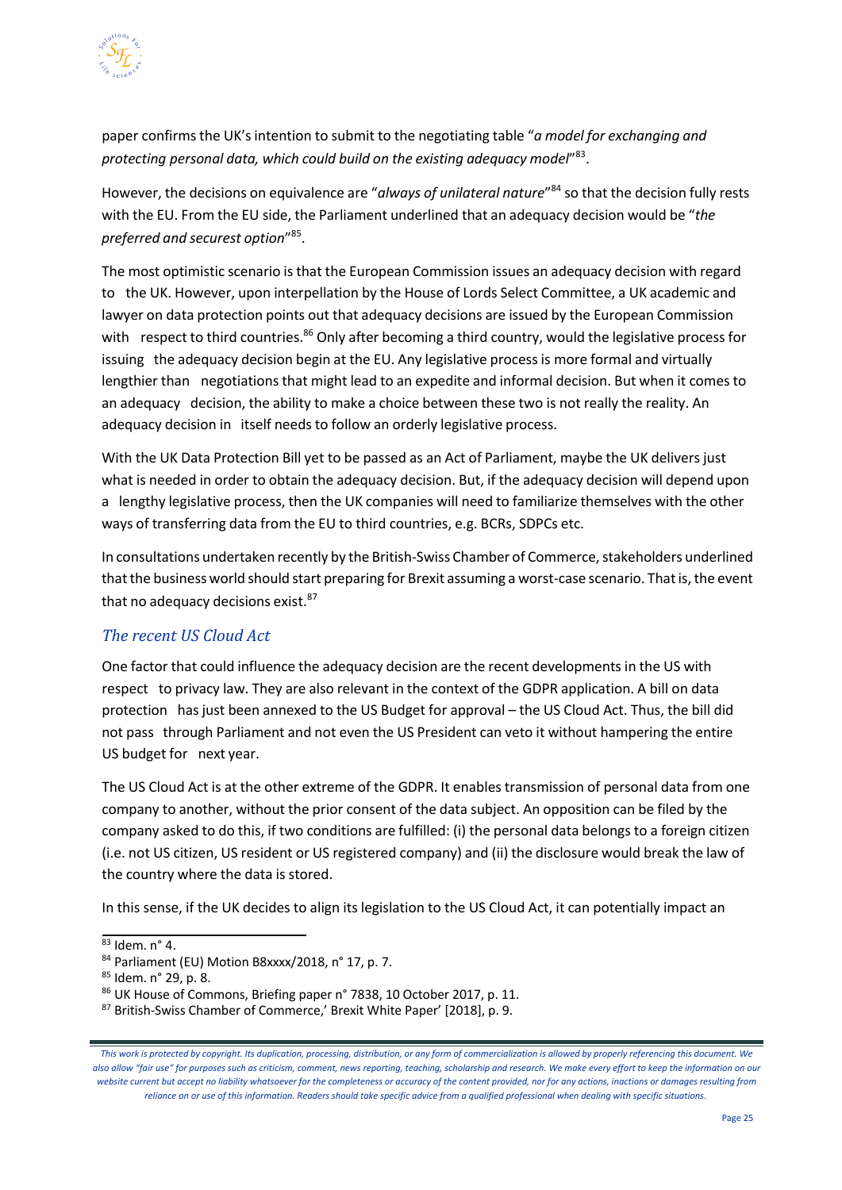paper confirms the UK's intention to submit to the negotiating table "*a model for exchanging and protecting personal data, which could build on the existing adequacy model*"[83].

However, the decisions on equivalence are "*always of unilateral nature*"[84] so that the decision fully rests with the EU. From the EU side, the Parliament underlined that an adequacy decision would be "*the preferred and securest option*"[85].

The most optimistic scenario is that the European Commission issues an adequacy decision with regard to the UK. However, upon interpellation by the House of Lords Select Committee, a UK academic and lawyer on data protection points out that adequacy decisions are issued by the European Commission with respect to third countries.[86] Only after becoming a third country, would the legislative process for issuing the adequacy decision begin at the EU. Any legislative process is more formal and virtually lengthier than negotiations that might lead to an expedite and informal decision. But when it comes to an adequacy decision, the ability to make a choice between these two is not really the reality. An adequacy decision in itself needs to follow an orderly legislative process.

With the UK Data Protection Bill yet to be passed as an Act of Parliament, maybe the UK delivers just what is needed in order to obtain the adequacy decision. But, if the adequacy decision will depend upon a lengthy legislative process, then the UK companies will need to familiarize themselves with the other ways of transferring data from the EU to third countries, e.g. BCRs, SDPCs etc.

In consultations undertaken recently by the British-Swiss Chamber of Commerce, stakeholders underlined that the business world should start preparing for Brexit assuming a worst-case scenario. That is, the event that no adequacy decisions exist.[87]

### *The recent US Cloud Act*

One factor that could influence the adequacy decision are the recent developments in the US with respect to privacy law. They are also relevant in the context of the GDPR application. A bill on data protection has just been annexed to the US Budget for approval – the US Cloud Act. Thus, the bill did not pass through Parliament and not even the US President can veto it without hampering the entire US budget for next year.

The US Cloud Act is at the other extreme of the GDPR. It enables transmission of personal data from one company to another, without the prior consent of the data subject. An opposition can be filed by the company asked to do this, if two conditions are fulfilled: (i) the personal data belongs to a foreign citizen (i.e. not US citizen, US resident or US registered company) and (ii) the disclosure would break the law of the country where the data is stored.

In this sense, if the UK decides to align its legislation to the US Cloud Act, it can potentially impact an

---

[83] Idem. n° 4.

[84] Parliament (EU) Motion B8xxxx/2018, n° 17, p. 7.

[85] Idem. n° 29, p. 8.

[86] UK House of Commons, Briefing paper n° 7838, 10 October 2017, p. 11.

[87] British-Swiss Chamber of Commerce,' Brexit White Paper' [2018], p. 9.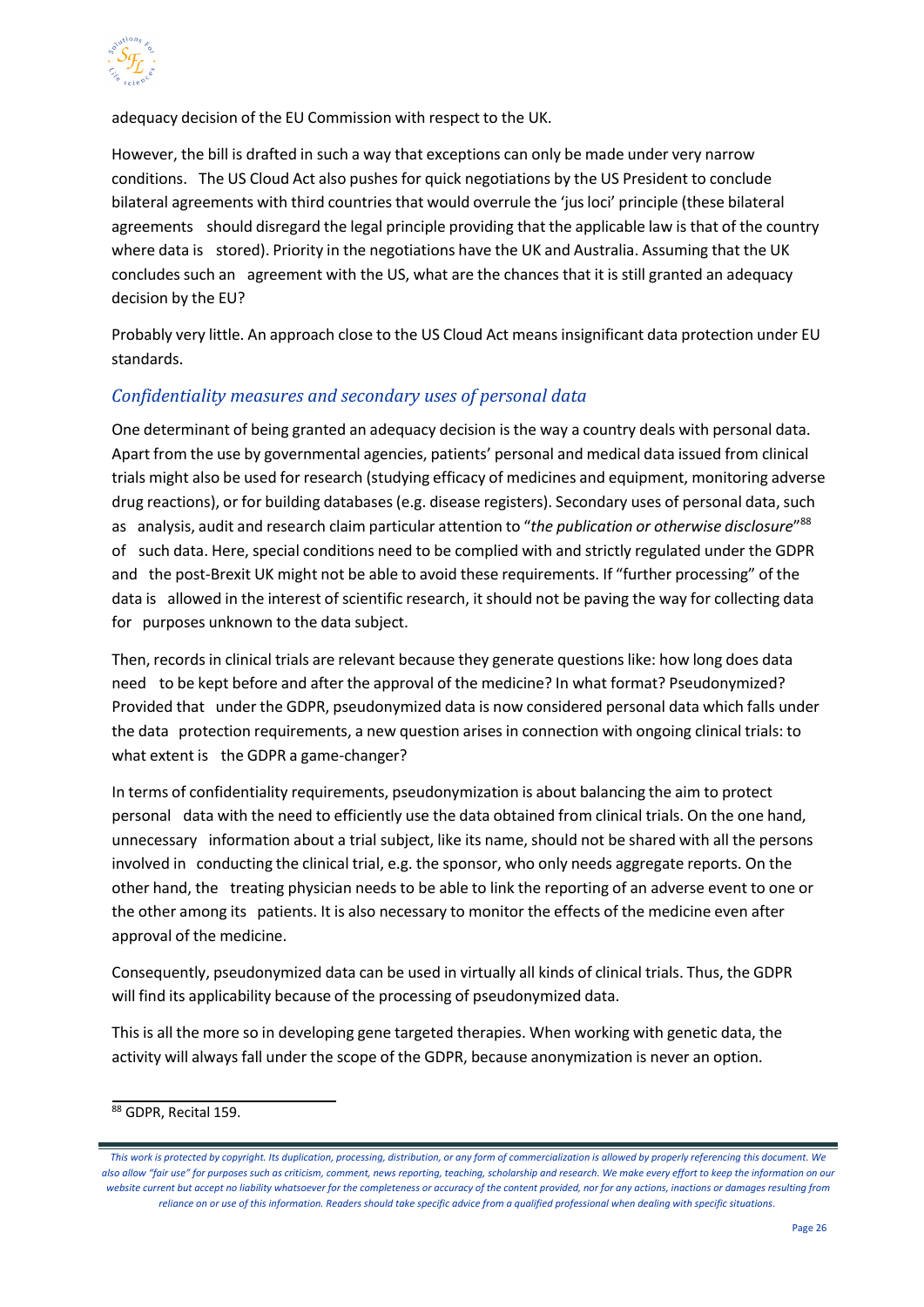adequacy decision of the EU Commission with respect to the UK.

However, the bill is drafted in such a way that exceptions can only be made under very narrow conditions. The US Cloud Act also pushes for quick negotiations by the US President to conclude bilateral agreements with third countries that would overrule the 'jus loci' principle (these bilateral agreements should disregard the legal principle providing that the applicable law is that of the country where data is stored). Priority in the negotiations have the UK and Australia. Assuming that the UK concludes such an agreement with the US, what are the chances that it is still granted an adequacy decision by the EU?

Probably very little. An approach close to the US Cloud Act means insignificant data protection under EU standards.

### *Confidentiality measures and secondary uses of personal data*

One determinant of being granted an adequacy decision is the way a country deals with personal data. Apart from the use by governmental agencies, patients' personal and medical data issued from clinical trials might also be used for research (studying efficacy of medicines and equipment, monitoring adverse drug reactions), or for building databases (e.g. disease registers). Secondary uses of personal data, such as analysis, audit and research claim particular attention to "*the publication or otherwise disclosure*"[88] of such data. Here, special conditions need to be complied with and strictly regulated under the GDPR and the post-Brexit UK might not be able to avoid these requirements. If "further processing" of the data is allowed in the interest of scientific research, it should not be paving the way for collecting data for purposes unknown to the data subject.

Then, records in clinical trials are relevant because they generate questions like: how long does data need to be kept before and after the approval of the medicine? In what format? Pseudonymized? Provided that under the GDPR, pseudonymized data is now considered personal data which falls under the data protection requirements, a new question arises in connection with ongoing clinical trials: to what extent is the GDPR a game-changer?

In terms of confidentiality requirements, pseudonymization is about balancing the aim to protect personal data with the need to efficiently use the data obtained from clinical trials. On the one hand, unnecessary information about a trial subject, like its name, should not be shared with all the persons involved in conducting the clinical trial, e.g. the sponsor, who only needs aggregate reports. On the other hand, the treating physician needs to be able to link the reporting of an adverse event to one or the other among its patients. It is also necessary to monitor the effects of the medicine even after approval of the medicine.

Consequently, pseudonymized data can be used in virtually all kinds of clinical trials. Thus, the GDPR will find its applicability because of the processing of pseudonymized data.

This is all the more so in developing gene targeted therapies. When working with genetic data, the activity will always fall under the scope of the GDPR, because anonymization is never an option.

[88] GDPR, Recital 159.

*This work is protected by copyright. Its duplication, processing, distribution, or any form of commercialization is allowed by properly referencing this document. We also allow "fair use" for purposes such as criticism, comment, news reporting, teaching, scholarship and research. We make every effort to keep the information on our website current but accept no liability whatsoever for the completeness or accuracy of the content provided, nor for any actions, inactions or damages resulting from reliance on or use of this information. Readers should take specific advice from a qualified professional when dealing with specific situations.*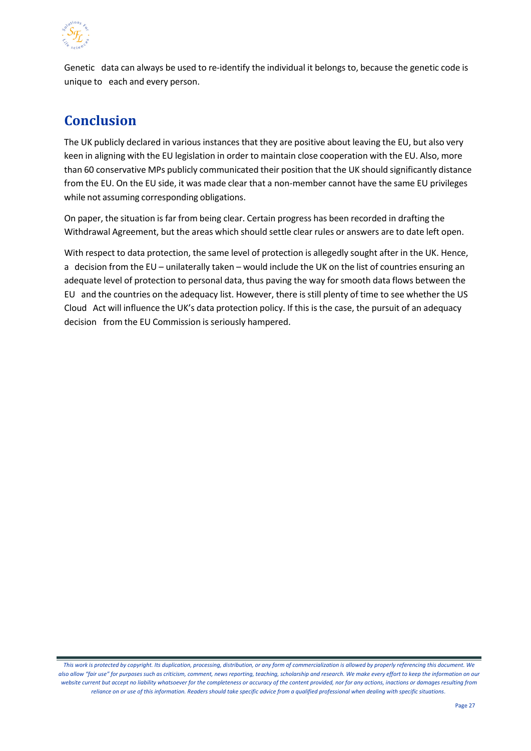Genetic data can always be used to re-identify the individual it belongs to, because the genetic code is unique to each and every person.

## Conclusion

The UK publicly declared in various instances that they are positive about leaving the EU, but also very keen in aligning with the EU legislation in order to maintain close cooperation with the EU. Also, more than 60 conservative MPs publicly communicated their position that the UK should significantly distance from the EU. On the EU side, it was made clear that a non-member cannot have the same EU privileges while not assuming corresponding obligations.

On paper, the situation is far from being clear. Certain progress has been recorded in drafting the Withdrawal Agreement, but the areas which should settle clear rules or answers are to date left open.

With respect to data protection, the same level of protection is allegedly sought after in the UK. Hence, a decision from the EU – unilaterally taken – would include the UK on the list of countries ensuring an adequate level of protection to personal data, thus paving the way for smooth data flows between the EU and the countries on the adequacy list. However, there is still plenty of time to see whether the US Cloud Act will influence the UK's data protection policy. If this is the case, the pursuit of an adequacy decision from the EU Commission is seriously hampered.